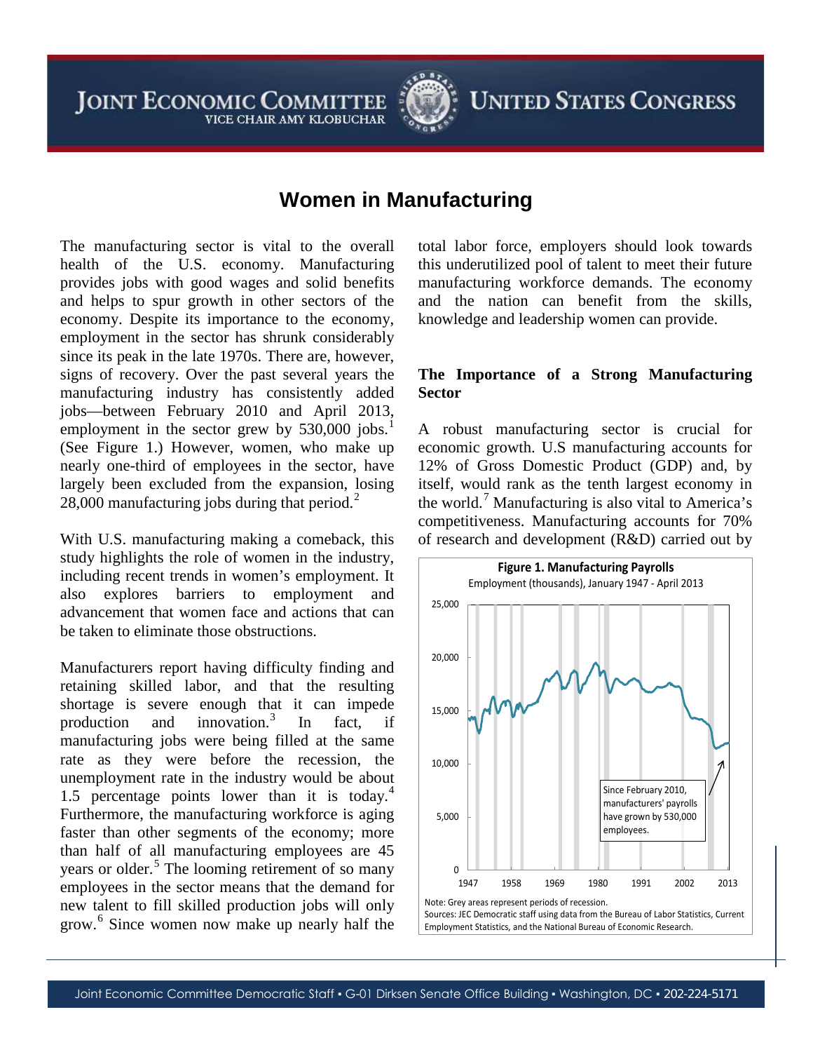JOINT ECONOMIC COMMITTEE
VICE CHAIR AMY KLOBUCHAR

UNITED STATES CONGRESS

# Women in Manufacturing

The manufacturing sector is vital to the overall health of the U.S. economy. Manufacturing provides jobs with good wages and solid benefits and helps to spur growth in other sectors of the economy. Despite its importance to the economy, employment in the sector has shrunk considerably since its peak in the late 1970s. There are, however, signs of recovery. Over the past several years the manufacturing industry has consistently added jobs—between February 2010 and April 2013, employment in the sector grew by 530,000 jobs.[1] (See Figure 1.) However, women, who make up nearly one-third of employees in the sector, have largely been excluded from the expansion, losing 28,000 manufacturing jobs during that period.[2]

With U.S. manufacturing making a comeback, this study highlights the role of women in the industry, including recent trends in women's employment. It also explores barriers to employment and advancement that women face and actions that can be taken to eliminate those obstructions.

Manufacturers report having difficulty finding and retaining skilled labor, and that the resulting shortage is severe enough that it can impede production and innovation.[3] In fact, if manufacturing jobs were being filled at the same rate as they were before the recession, the unemployment rate in the industry would be about 1.5 percentage points lower than it is today.[4] Furthermore, the manufacturing workforce is aging faster than other segments of the economy; more than half of all manufacturing employees are 45 years or older.[5] The looming retirement of so many employees in the sector means that the demand for new talent to fill skilled production jobs will only grow.[6] Since women now make up nearly half the total labor force, employers should look towards this underutilized pool of talent to meet their future manufacturing workforce demands. The economy and the nation can benefit from the skills, knowledge and leadership women can provide.

## The Importance of a Strong Manufacturing Sector

A robust manufacturing sector is crucial for economic growth. U.S manufacturing accounts for 12% of Gross Domestic Product (GDP) and, by itself, would rank as the tenth largest economy in the world.[7] Manufacturing is also vital to America's competitiveness. Manufacturing accounts for 70% of research and development (R&D) carried out by

**Figure 1. Manufacturing Payrolls**
Employment (thousands), January 1947 - April 2013

Since February 2010, manufacturers' payrolls have grown by 530,000 employees.

Note: Grey areas represent periods of recession.
Sources: JEC Democratic staff using data from the Bureau of Labor Statistics, Current Employment Statistics, and the National Bureau of Economic Research.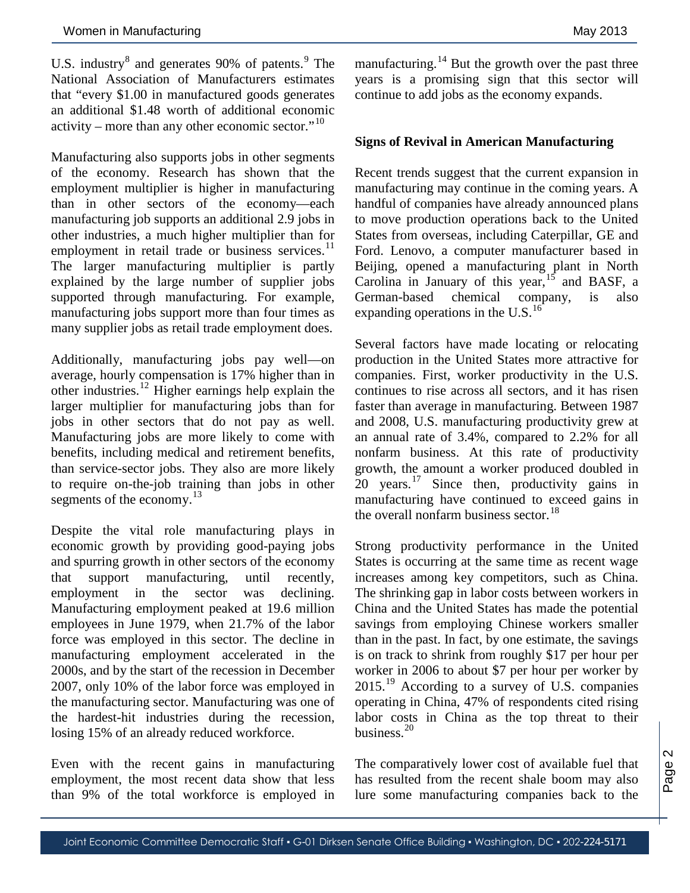U.S. industry[8] and generates 90% of patents.[9] The National Association of Manufacturers estimates that "every $1.00 in manufactured goods generates an additional $1.48 worth of additional economic activity – more than any other economic sector."[10]

Manufacturing also supports jobs in other segments of the economy. Research has shown that the employment multiplier is higher in manufacturing than in other sectors of the economy—each manufacturing job supports an additional 2.9 jobs in other industries, a much higher multiplier than for employment in retail trade or business services.[11] The larger manufacturing multiplier is partly explained by the large number of supplier jobs supported through manufacturing. For example, manufacturing jobs support more than four times as many supplier jobs as retail trade employment does.

Additionally, manufacturing jobs pay well—on average, hourly compensation is 17% higher than in other industries.[12] Higher earnings help explain the larger multiplier for manufacturing jobs than for jobs in other sectors that do not pay as well. Manufacturing jobs are more likely to come with benefits, including medical and retirement benefits, than service-sector jobs. They also are more likely to require on-the-job training than jobs in other segments of the economy.[13]

Despite the vital role manufacturing plays in economic growth by providing good-paying jobs and spurring growth in other sectors of the economy that support manufacturing, until recently, employment in the sector was declining. Manufacturing employment peaked at 19.6 million employees in June 1979, when 21.7% of the labor force was employed in this sector. The decline in manufacturing employment accelerated in the 2000s, and by the start of the recession in December 2007, only 10% of the labor force was employed in the manufacturing sector. Manufacturing was one of the hardest-hit industries during the recession, losing 15% of an already reduced workforce.

Even with the recent gains in manufacturing employment, the most recent data show that less than 9% of the total workforce is employed in manufacturing.[14] But the growth over the past three years is a promising sign that this sector will continue to add jobs as the economy expands.

**Signs of Revival in American Manufacturing**

Recent trends suggest that the current expansion in manufacturing may continue in the coming years. A handful of companies have already announced plans to move production operations back to the United States from overseas, including Caterpillar, GE and Ford. Lenovo, a computer manufacturer based in Beijing, opened a manufacturing plant in North Carolina in January of this year,[15] and BASF, a German-based chemical company, is also expanding operations in the U.S.[16]

Several factors have made locating or relocating production in the United States more attractive for companies. First, worker productivity in the U.S. continues to rise across all sectors, and it has risen faster than average in manufacturing. Between 1987 and 2008, U.S. manufacturing productivity grew at an annual rate of 3.4%, compared to 2.2% for all nonfarm business. At this rate of productivity growth, the amount a worker produced doubled in 20 years.[17] Since then, productivity gains in manufacturing have continued to exceed gains in the overall nonfarm business sector.[18]

Strong productivity performance in the United States is occurring at the same time as recent wage increases among key competitors, such as China. The shrinking gap in labor costs between workers in China and the United States has made the potential savings from employing Chinese workers smaller than in the past. In fact, by one estimate, the savings is on track to shrink from roughly $17 per hour per worker in 2006 to about $7 per hour per worker by 2015.[19] According to a survey of U.S. companies operating in China, 47% of respondents cited rising labor costs in China as the top threat to their business.[20]

The comparatively lower cost of available fuel that has resulted from the recent shale boom may also lure some manufacturing companies back to the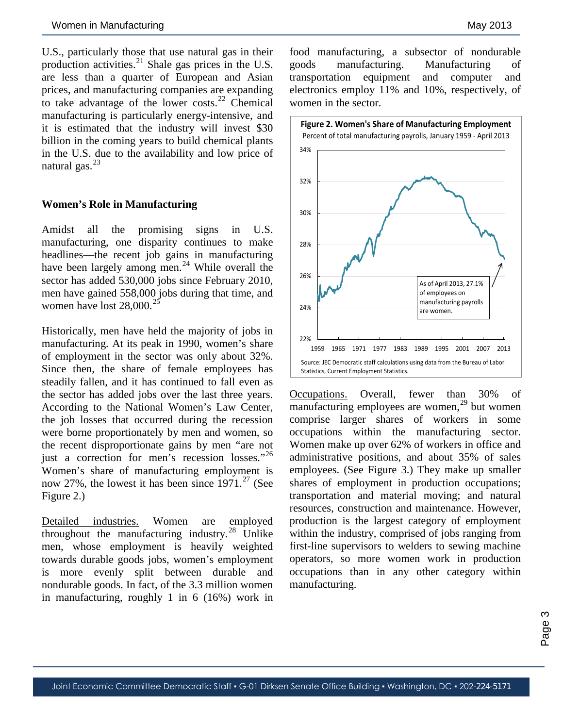U.S., particularly those that use natural gas in their production activities.[21] Shale gas prices in the U.S. are less than a quarter of European and Asian prices, and manufacturing companies are expanding to take advantage of the lower costs.[22] Chemical manufacturing is particularly energy-intensive, and it is estimated that the industry will invest $30 billion in the coming years to build chemical plants in the U.S. due to the availability and low price of natural gas.[23]

**Women's Role in Manufacturing**

Amidst all the promising signs in U.S. manufacturing, one disparity continues to make headlines—the recent job gains in manufacturing have been largely among men.[24] While overall the sector has added 530,000 jobs since February 2010, men have gained 558,000 jobs during that time, and women have lost 28,000.[25]

Historically, men have held the majority of jobs in manufacturing. At its peak in 1990, women's share of employment in the sector was only about 32%. Since then, the share of female employees has steadily fallen, and it has continued to fall even as the sector has added jobs over the last three years. According to the National Women's Law Center, the job losses that occurred during the recession were borne proportionately by men and women, so the recent disproportionate gains by men "are not just a correction for men's recession losses."[26] Women's share of manufacturing employment is now 27%, the lowest it has been since 1971.[27] (See Figure 2.)

Detailed industries. Women are employed throughout the manufacturing industry.[28] Unlike men, whose employment is heavily weighted towards durable goods jobs, women's employment is more evenly split between durable and nondurable goods. In fact, of the 3.3 million women in manufacturing, roughly 1 in 6 (16%) work in food manufacturing, a subsector of nondurable goods manufacturing. Manufacturing of transportation equipment and computer and electronics employ 11% and 10%, respectively, of women in the sector.

**Figure 2. Women's Share of Manufacturing Employment**
Percent of total manufacturing payrolls, January 1959 - April 2013

As of April 2013, 27.1% of employees on manufacturing payrolls are women.

Source: JEC Democratic staff calculations using data from the Bureau of Labor Statistics, Current Employment Statistics.

Occupations. Overall, fewer than 30% of manufacturing employees are women,[29] but women comprise larger shares of workers in some occupations within the manufacturing sector. Women make up over 62% of workers in office and administrative positions, and about 35% of sales employees. (See Figure 3.) They make up smaller shares of employment in production occupations; transportation and material moving; and natural resources, construction and maintenance. However, production is the largest category of employment within the industry, comprised of jobs ranging from first-line supervisors to welders to sewing machine operators, so more women work in production occupations than in any other category within manufacturing.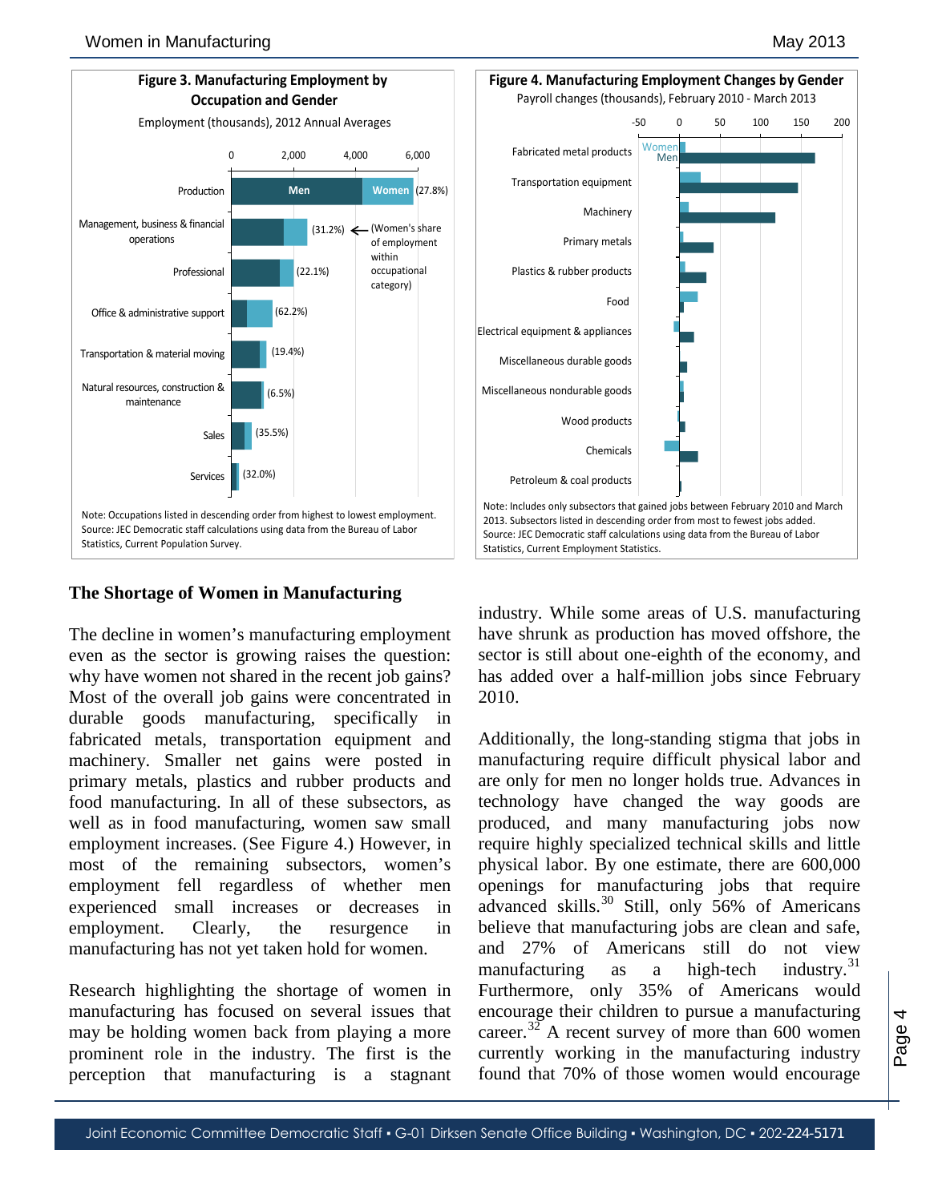**Figure 3. Manufacturing Employment by Occupation and Gender**

Employment (thousands), 2012 Annual Averages

| Occupation | Women's share of employment within occupational category |
|---|---|
| Production | (27.8%) |
| Management, business & financial operations | (31.2%) |
| Professional | (22.1%) |
| Office & administrative support | (62.2%) |
| Transportation & material moving | (19.4%) |
| Natural resources, construction & maintenance | (6.5%) |
| Sales | (35.5%) |
| Services | (32.0%) |

Note: Occupations listed in descending order from highest to lowest employment.
Source: JEC Democratic staff calculations using data from the Bureau of Labor Statistics, Current Population Survey.

**Figure 4. Manufacturing Employment Changes by Gender**

Payroll changes (thousands), February 2010 - March 2013

Subsectors: Fabricated metal products; Transportation equipment; Machinery; Primary metals; Plastics & rubber products; Food; Electrical equipment & appliances; Miscellaneous durable goods; Miscellaneous nondurable goods; Wood products; Chemicals; Petroleum & coal products

Note: Includes only subsectors that gained jobs between February 2010 and March 2013. Subsectors listed in descending order from most to fewest jobs added.
Source: JEC Democratic staff calculations using data from the Bureau of Labor Statistics, Current Employment Statistics.

## The Shortage of Women in Manufacturing

The decline in women's manufacturing employment even as the sector is growing raises the question: why have women not shared in the recent job gains? Most of the overall job gains were concentrated in durable goods manufacturing, specifically in fabricated metals, transportation equipment and machinery. Smaller net gains were posted in primary metals, plastics and rubber products and food manufacturing. In all of these subsectors, as well as in food manufacturing, women saw small employment increases. (See Figure 4.) However, in most of the remaining subsectors, women's employment fell regardless of whether men experienced small increases or decreases in employment. Clearly, the resurgence in manufacturing has not yet taken hold for women.

Research highlighting the shortage of women in manufacturing has focused on several issues that may be holding women back from playing a more prominent role in the industry. The first is the perception that manufacturing is a stagnant industry. While some areas of U.S. manufacturing have shrunk as production has moved offshore, the sector is still about one-eighth of the economy, and has added over a half-million jobs since February 2010.

Additionally, the long-standing stigma that jobs in manufacturing require difficult physical labor and are only for men no longer holds true. Advances in technology have changed the way goods are produced, and many manufacturing jobs now require highly specialized technical skills and little physical labor. By one estimate, there are 600,000 openings for manufacturing jobs that require advanced skills.[30] Still, only 56% of Americans believe that manufacturing jobs are clean and safe, and 27% of Americans still do not view manufacturing as a high-tech industry.[31] Furthermore, only 35% of Americans would encourage their children to pursue a manufacturing career.[32] A recent survey of more than 600 women currently working in the manufacturing industry found that 70% of those women would encourage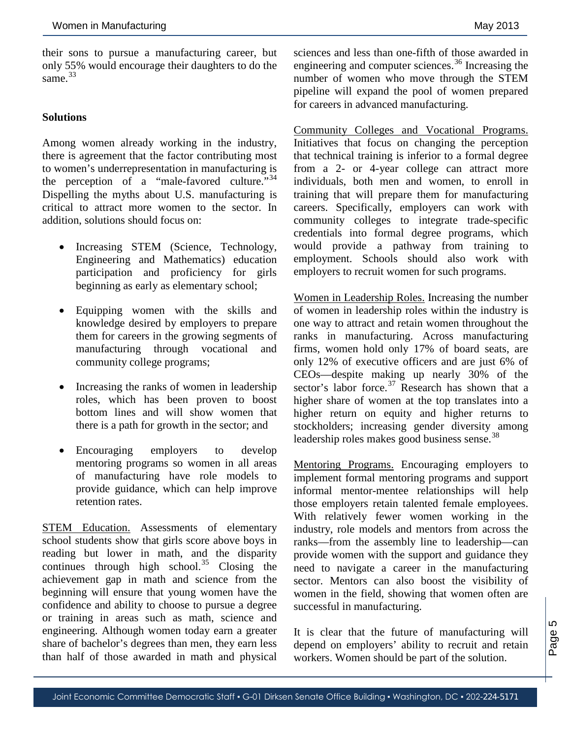their sons to pursue a manufacturing career, but only 55% would encourage their daughters to do the same.[33]

**Solutions**

Among women already working in the industry, there is agreement that the factor contributing most to women's underrepresentation in manufacturing is the perception of a "male-favored culture."[34] Dispelling the myths about U.S. manufacturing is critical to attract more women to the sector. In addition, solutions should focus on:

- Increasing STEM (Science, Technology, Engineering and Mathematics) education participation and proficiency for girls beginning as early as elementary school;
- Equipping women with the skills and knowledge desired by employers to prepare them for careers in the growing segments of manufacturing through vocational and community college programs;
- Increasing the ranks of women in leadership roles, which has been proven to boost bottom lines and will show women that there is a path for growth in the sector; and
- Encouraging employers to develop mentoring programs so women in all areas of manufacturing have role models to provide guidance, which can help improve retention rates.

STEM Education. Assessments of elementary school students show that girls score above boys in reading but lower in math, and the disparity continues through high school.[35] Closing the achievement gap in math and science from the beginning will ensure that young women have the confidence and ability to choose to pursue a degree or training in areas such as math, science and engineering. Although women today earn a greater share of bachelor's degrees than men, they earn less than half of those awarded in math and physical sciences and less than one-fifth of those awarded in engineering and computer sciences.[36] Increasing the number of women who move through the STEM pipeline will expand the pool of women prepared for careers in advanced manufacturing.

Community Colleges and Vocational Programs. Initiatives that focus on changing the perception that technical training is inferior to a formal degree from a 2- or 4-year college can attract more individuals, both men and women, to enroll in training that will prepare them for manufacturing careers. Specifically, employers can work with community colleges to integrate trade-specific credentials into formal degree programs, which would provide a pathway from training to employment. Schools should also work with employers to recruit women for such programs.

Women in Leadership Roles. Increasing the number of women in leadership roles within the industry is one way to attract and retain women throughout the ranks in manufacturing. Across manufacturing firms, women hold only 17% of board seats, are only 12% of executive officers and are just 6% of CEOs—despite making up nearly 30% of the sector's labor force.[37] Research has shown that a higher share of women at the top translates into a higher return on equity and higher returns to stockholders; increasing gender diversity among leadership roles makes good business sense.[38]

Mentoring Programs. Encouraging employers to implement formal mentoring programs and support informal mentor-mentee relationships will help those employers retain talented female employees. With relatively fewer women working in the industry, role models and mentors from across the ranks—from the assembly line to leadership—can provide women with the support and guidance they need to navigate a career in the manufacturing sector. Mentors can also boost the visibility of women in the field, showing that women often are successful in manufacturing.

It is clear that the future of manufacturing will depend on employers' ability to recruit and retain workers. Women should be part of the solution.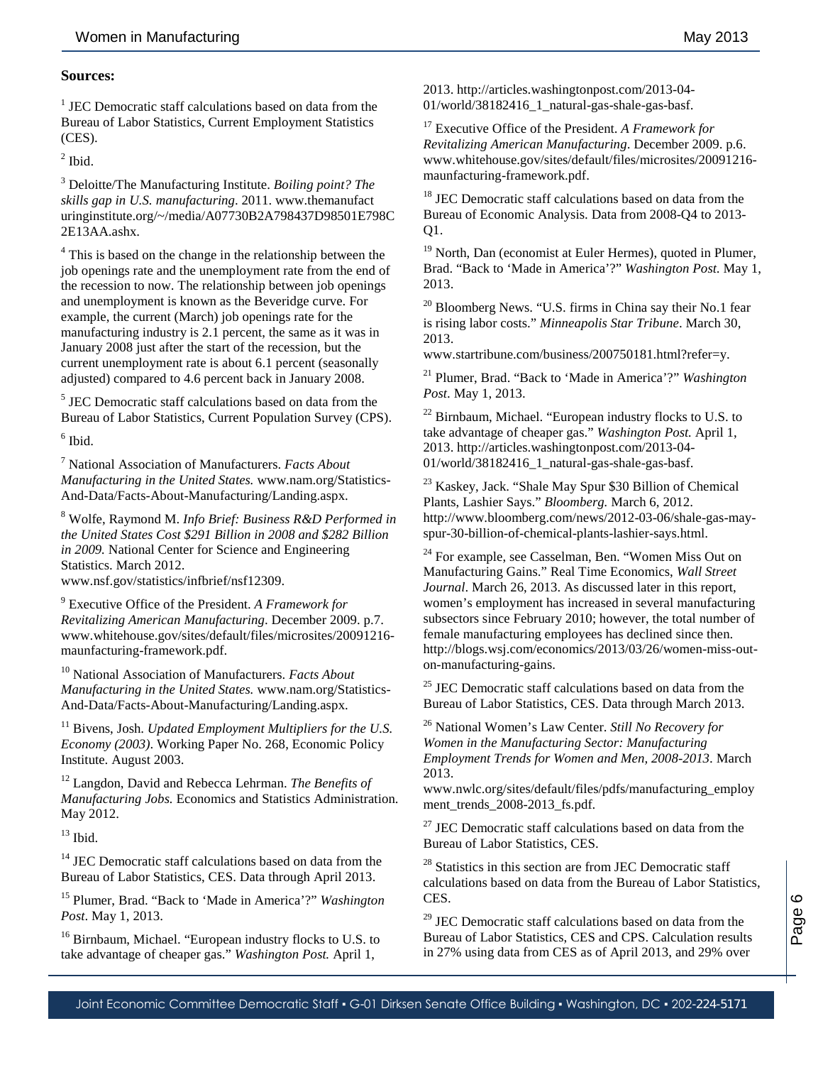**Sources:**

[1] JEC Democratic staff calculations based on data from the Bureau of Labor Statistics, Current Employment Statistics (CES).

[2] Ibid.

[3] Deloitte/The Manufacturing Institute. *Boiling point? The skills gap in U.S. manufacturing*. 2011. www.themanufacturinginstitute.org/~/media/A07730B2A798437D98501E798C2E13AA.ashx.

[4] This is based on the change in the relationship between the job openings rate and the unemployment rate from the end of the recession to now. The relationship between job openings and unemployment is known as the Beveridge curve. For example, the current (March) job openings rate for the manufacturing industry is 2.1 percent, the same as it was in January 2008 just after the start of the recession, but the current unemployment rate is about 6.1 percent (seasonally adjusted) compared to 4.6 percent back in January 2008.

[5] JEC Democratic staff calculations based on data from the Bureau of Labor Statistics, Current Population Survey (CPS).

[6] Ibid.

[7] National Association of Manufacturers. *Facts About Manufacturing in the United States.* www.nam.org/Statistics-And-Data/Facts-About-Manufacturing/Landing.aspx.

[8] Wolfe, Raymond M. *Info Brief: Business R&D Performed in the United States Cost $291 Billion in 2008 and $282 Billion in 2009.* National Center for Science and Engineering Statistics. March 2012. www.nsf.gov/statistics/infbrief/nsf12309.

[9] Executive Office of the President. *A Framework for Revitalizing American Manufacturing*. December 2009. p.7. www.whitehouse.gov/sites/default/files/microsites/20091216-maunfacturing-framework.pdf.

[10] National Association of Manufacturers. *Facts About Manufacturing in the United States.* www.nam.org/Statistics-And-Data/Facts-About-Manufacturing/Landing.aspx.

[11] Bivens, Josh. *Updated Employment Multipliers for the U.S. Economy (2003)*. Working Paper No. 268, Economic Policy Institute. August 2003.

[12] Langdon, David and Rebecca Lehrman. *The Benefits of Manufacturing Jobs.* Economics and Statistics Administration. May 2012.

[13] Ibid.

[14] JEC Democratic staff calculations based on data from the Bureau of Labor Statistics, CES. Data through April 2013.

[15] Plumer, Brad. "Back to 'Made in America'?" *Washington Post*. May 1, 2013.

[16] Birnbaum, Michael. "European industry flocks to U.S. to take advantage of cheaper gas." *Washington Post.* April 1, 2013. http://articles.washingtonpost.com/2013-04-01/world/38182416_1_natural-gas-shale-gas-basf.

[17] Executive Office of the President. *A Framework for Revitalizing American Manufacturing*. December 2009. p.6. www.whitehouse.gov/sites/default/files/microsites/20091216-maunfacturing-framework.pdf.

[18] JEC Democratic staff calculations based on data from the Bureau of Economic Analysis. Data from 2008-Q4 to 2013-Q1.

[19] North, Dan (economist at Euler Hermes), quoted in Plumer, Brad. "Back to 'Made in America'?" *Washington Post.* May 1, 2013.

[20] Bloomberg News. "U.S. firms in China say their No.1 fear is rising labor costs." *Minneapolis Star Tribune*. March 30, 2013. www.startribune.com/business/200750181.html?refer=y.

[21] Plumer, Brad. "Back to 'Made in America'?" *Washington Post.* May 1, 2013.

[22] Birnbaum, Michael. "European industry flocks to U.S. to take advantage of cheaper gas." *Washington Post.* April 1, 2013. http://articles.washingtonpost.com/2013-04-01/world/38182416_1_natural-gas-shale-gas-basf.

[23] Kaskey, Jack. "Shale May Spur $30 Billion of Chemical Plants, Lashier Says." *Bloomberg.* March 6, 2012. http://www.bloomberg.com/news/2012-03-06/shale-gas-may-spur-30-billion-of-chemical-plants-lashier-says.html.

[24] For example, see Casselman, Ben. "Women Miss Out on Manufacturing Gains." Real Time Economics, *Wall Street Journal*. March 26, 2013. As discussed later in this report, women's employment has increased in several manufacturing subsectors since February 2010; however, the total number of female manufacturing employees has declined since then. http://blogs.wsj.com/economics/2013/03/26/women-miss-out-on-manufacturing-gains.

[25] JEC Democratic staff calculations based on data from the Bureau of Labor Statistics, CES. Data through March 2013.

[26] National Women's Law Center. *Still No Recovery for Women in the Manufacturing Sector: Manufacturing Employment Trends for Women and Men, 2008-2013.* March 2013. www.nwlc.org/sites/default/files/pdfs/manufacturing_employment_trends_2008-2013_fs.pdf.

[27] JEC Democratic staff calculations based on data from the Bureau of Labor Statistics, CES.

[28] Statistics in this section are from JEC Democratic staff calculations based on data from the Bureau of Labor Statistics, CES.

[29] JEC Democratic staff calculations based on data from the Bureau of Labor Statistics, CES and CPS. Calculation results in 27% using data from CES as of April 2013, and 29% over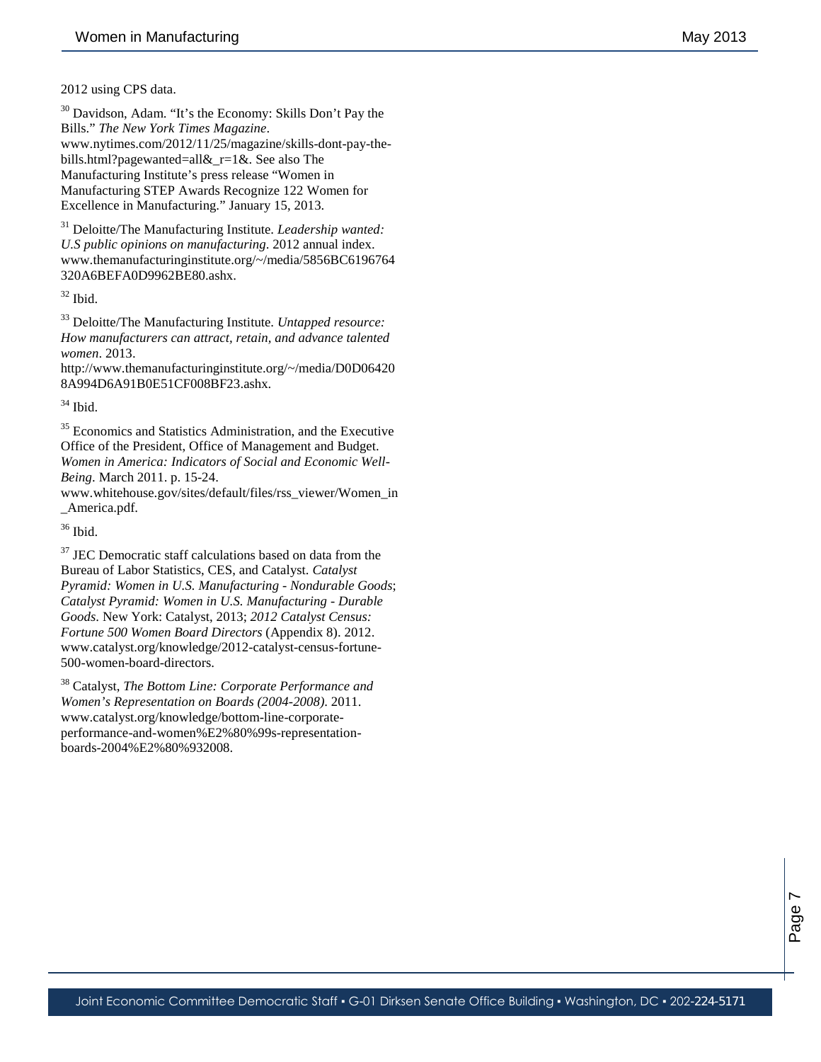2012 using CPS data.

[30] Davidson, Adam. “It’s the Economy: Skills Don’t Pay the Bills.” *The New York Times Magazine*. www.nytimes.com/2012/11/25/magazine/skills-dont-pay-the-bills.html?pagewanted=all&_r=1&. See also The Manufacturing Institute’s press release “Women in Manufacturing STEP Awards Recognize 122 Women for Excellence in Manufacturing.” January 15, 2013.

[31] Deloitte/The Manufacturing Institute. *Leadership wanted: U.S public opinions on manufacturing*. 2012 annual index. www.themanufacturinginstitute.org/~/media/5856BC6196764320A6BEFA0D9962BE80.ashx.

[32] Ibid.

[33] Deloitte/The Manufacturing Institute. *Untapped resource: How manufacturers can attract, retain, and advance talented women*. 2013. http://www.themanufacturinginstitute.org/~/media/D0D064208A994D6A91B0E51CF008BF23.ashx.

[34] Ibid.

[35] Economics and Statistics Administration, and the Executive Office of the President, Office of Management and Budget. *Women in America: Indicators of Social and Economic Well-Being*. March 2011. p. 15-24. www.whitehouse.gov/sites/default/files/rss_viewer/Women_in_America.pdf.

[36] Ibid.

[37] JEC Democratic staff calculations based on data from the Bureau of Labor Statistics, CES, and Catalyst. *Catalyst Pyramid: Women in U.S. Manufacturing - Nondurable Goods*; *Catalyst Pyramid: Women in U.S. Manufacturing - Durable Goods*. New York: Catalyst, 2013; *2012 Catalyst Census: Fortune 500 Women Board Directors* (Appendix 8). 2012. www.catalyst.org/knowledge/2012-catalyst-census-fortune-500-women-board-directors.

[38] Catalyst, *The Bottom Line: Corporate Performance and Women’s Representation on Boards (2004-2008)*. 2011. www.catalyst.org/knowledge/bottom-line-corporate-performance-and-women%E2%80%99s-representation-boards-2004%E2%80%932008.